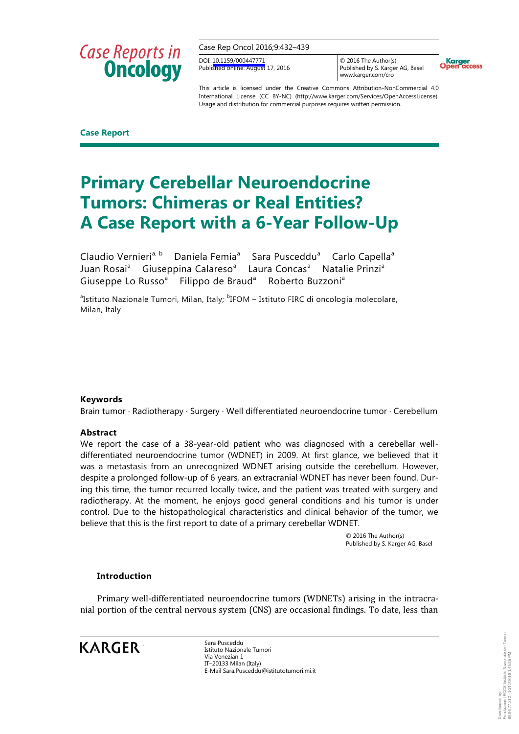Case Report

# Primary Cerebellar Neuroendocrine Tumors: Chimeras or Real Entities? A Case Report with a 6-Year Follow-Up

Claudio Vernieri[a, b] Daniela Femia[a] Sara Pusceddu[a] Carlo Capella[a] Juan Rosai[a] Giuseppina Calareso[a] Laura Concas[a] Natalie Prinzi[a] Giuseppe Lo Russo[a] Filippo de Braud[a] Roberto Buzzoni[a]

[a]Istituto Nazionale Tumori, Milan, Italy; [b]IFOM – Istituto FIRC di oncologia molecolare, Milan, Italy

### Keywords

Brain tumor · Radiotherapy · Surgery · Well differentiated neuroendocrine tumor · Cerebellum

### Abstract

We report the case of a 38-year-old patient who was diagnosed with a cerebellar well-differentiated neuroendocrine tumor (WDNET) in 2009. At first glance, we believed that it was a metastasis from an unrecognized WDNET arising outside the cerebellum. However, despite a prolonged follow-up of 6 years, an extracranial WDNET has never been found. During this time, the tumor recurred locally twice, and the patient was treated with surgery and radiotherapy. At the moment, he enjoys good general conditions and his tumor is under control. Due to the histopathological characteristics and clinical behavior of the tumor, we believe that this is the first report to date of a primary cerebellar WDNET.

© 2016 The Author(s)
Published by S. Karger AG, Basel

## Introduction

Primary well-differentiated neuroendocrine tumors (WDNETs) arising in the intracranial portion of the central nervous system (CNS) are occasional findings. To date, less than

Sara Pusceddu
Istituto Nazionale Tumori
Via Venezian 1
IT–20133 Milan (Italy)
E-Mail Sara.Pusceddu@istitutotumori.mi.it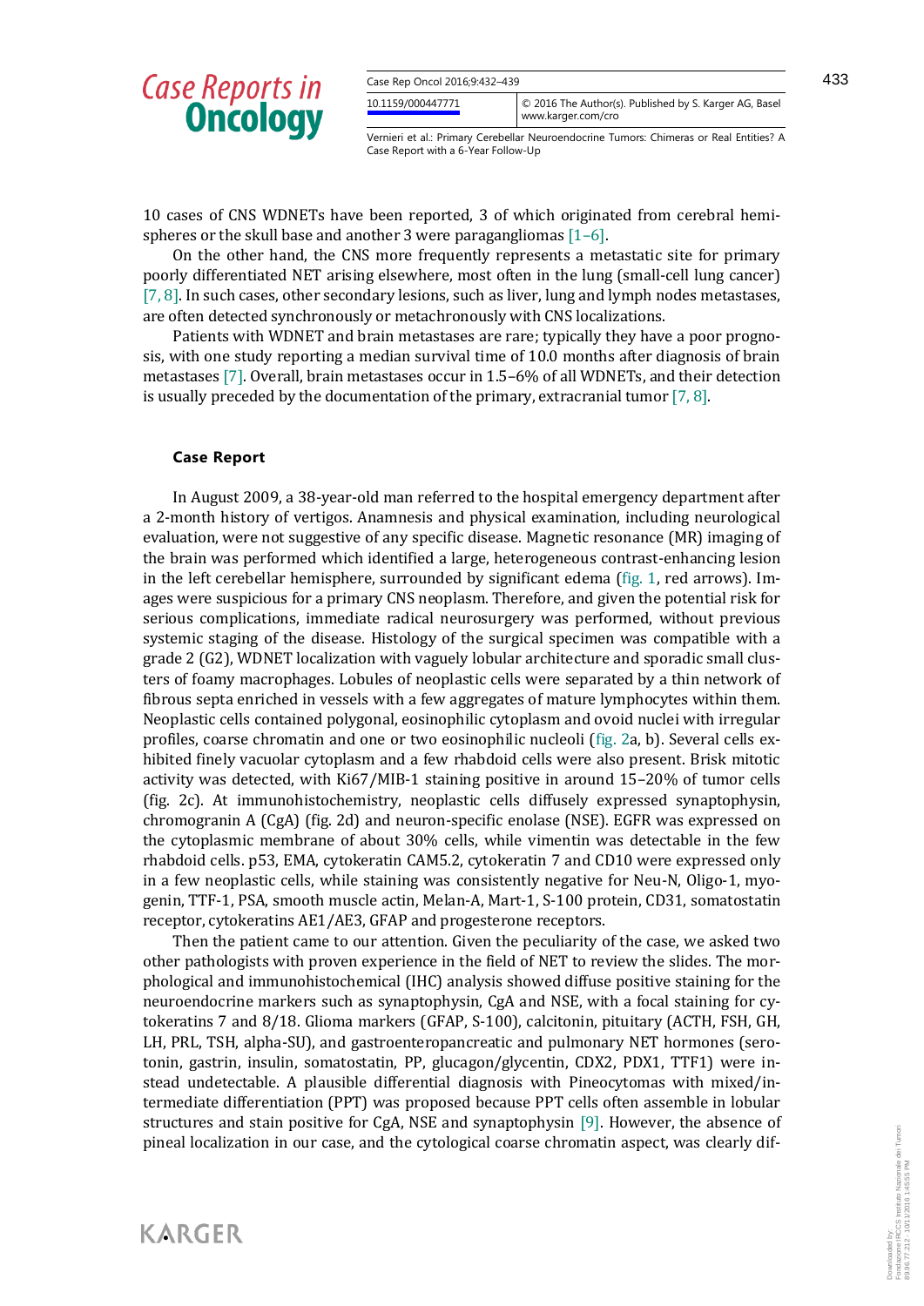10 cases of CNS WDNETs have been reported, 3 of which originated from cerebral hemispheres or the skull base and another 3 were paragangliomas [1–6].

On the other hand, the CNS more frequently represents a metastatic site for primary poorly differentiated NET arising elsewhere, most often in the lung (small-cell lung cancer) [7, 8]. In such cases, other secondary lesions, such as liver, lung and lymph nodes metastases, are often detected synchronously or metachronously with CNS localizations.

Patients with WDNET and brain metastases are rare; typically they have a poor prognosis, with one study reporting a median survival time of 10.0 months after diagnosis of brain metastases [7]. Overall, brain metastases occur in 1.5–6% of all WDNETs, and their detection is usually preceded by the documentation of the primary, extracranial tumor [7, 8].

## Case Report

In August 2009, a 38-year-old man referred to the hospital emergency department after a 2-month history of vertigos. Anamnesis and physical examination, including neurological evaluation, were not suggestive of any specific disease. Magnetic resonance (MR) imaging of the brain was performed which identified a large, heterogeneous contrast-enhancing lesion in the left cerebellar hemisphere, surrounded by significant edema (fig. 1, red arrows). Images were suspicious for a primary CNS neoplasm. Therefore, and given the potential risk for serious complications, immediate radical neurosurgery was performed, without previous systemic staging of the disease. Histology of the surgical specimen was compatible with a grade 2 (G2), WDNET localization with vaguely lobular architecture and sporadic small clusters of foamy macrophages. Lobules of neoplastic cells were separated by a thin network of fibrous septa enriched in vessels with a few aggregates of mature lymphocytes within them. Neoplastic cells contained polygonal, eosinophilic cytoplasm and ovoid nuclei with irregular profiles, coarse chromatin and one or two eosinophilic nucleoli (fig. 2a, b). Several cells exhibited finely vacuolar cytoplasm and a few rhabdoid cells were also present. Brisk mitotic activity was detected, with Ki67/MIB-1 staining positive in around 15–20% of tumor cells (fig. 2c). At immunohistochemistry, neoplastic cells diffusely expressed synaptophysin, chromogranin A (CgA) (fig. 2d) and neuron-specific enolase (NSE). EGFR was expressed on the cytoplasmic membrane of about 30% cells, while vimentin was detectable in the few rhabdoid cells. p53, EMA, cytokeratin CAM5.2, cytokeratin 7 and CD10 were expressed only in a few neoplastic cells, while staining was consistently negative for Neu-N, Oligo-1, myogenin, TTF-1, PSA, smooth muscle actin, Melan-A, Mart-1, S-100 protein, CD31, somatostatin receptor, cytokeratins AE1/AE3, GFAP and progesterone receptors.

Then the patient came to our attention. Given the peculiarity of the case, we asked two other pathologists with proven experience in the field of NET to review the slides. The morphological and immunohistochemical (IHC) analysis showed diffuse positive staining for the neuroendocrine markers such as synaptophysin, CgA and NSE, with a focal staining for cytokeratins 7 and 8/18. Glioma markers (GFAP, S-100), calcitonin, pituitary (ACTH, FSH, GH, LH, PRL, TSH, alpha-SU), and gastroenteropancreatic and pulmonary NET hormones (serotonin, gastrin, insulin, somatostatin, PP, glucagon/glycentin, CDX2, PDX1, TTF1) were instead undetectable. A plausible differential diagnosis with Pineocytomas with mixed/intermediate differentiation (PPT) was proposed because PPT cells often assemble in lobular structures and stain positive for CgA, NSE and synaptophysin [9]. However, the absence of pineal localization in our case, and the cytological coarse chromatin aspect, was clearly dif-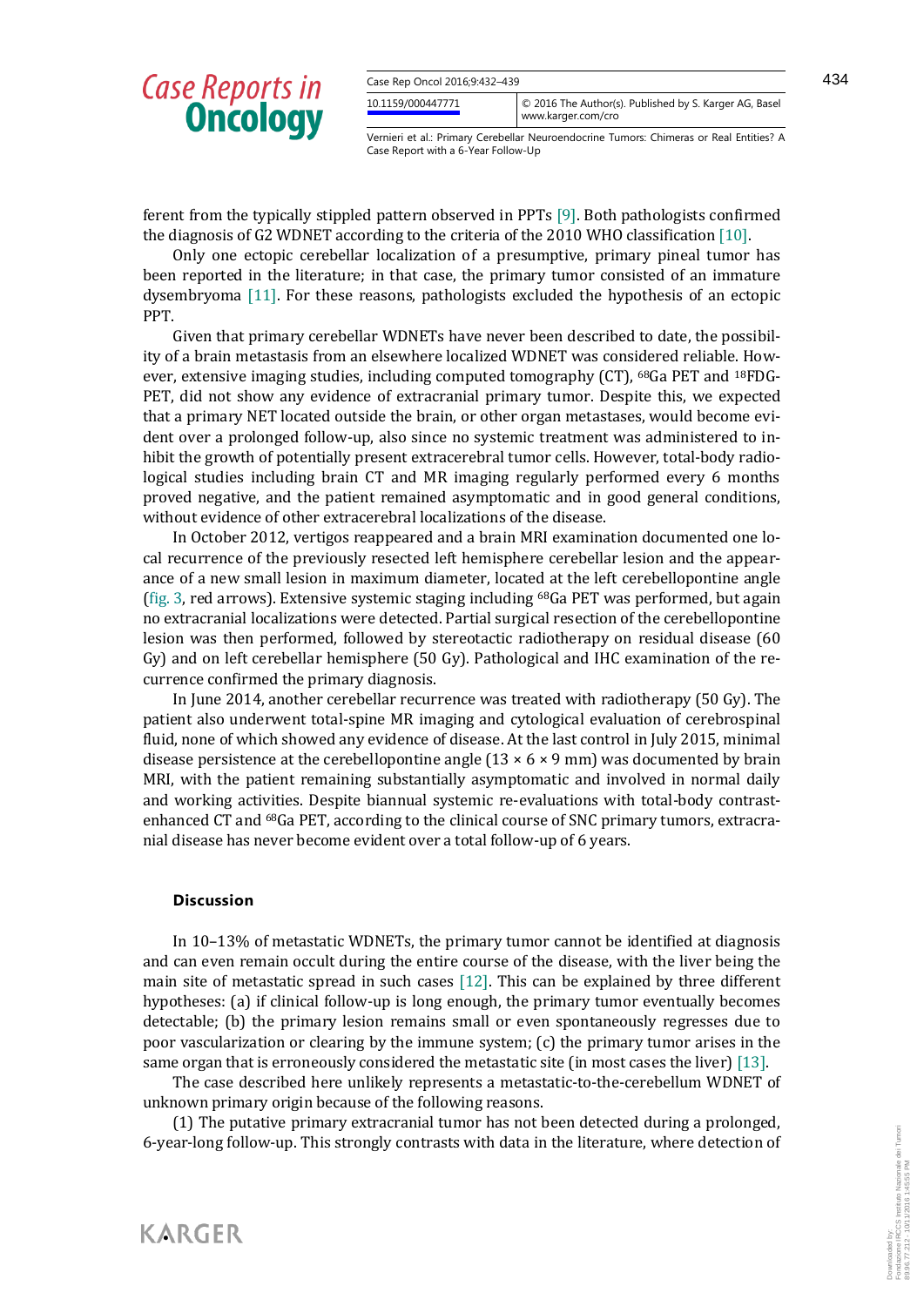ferent from the typically stippled pattern observed in PPTs [9]. Both pathologists confirmed the diagnosis of G2 WDNET according to the criteria of the 2010 WHO classification [10].

Only one ectopic cerebellar localization of a presumptive, primary pineal tumor has been reported in the literature; in that case, the primary tumor consisted of an immature dysembryoma [11]. For these reasons, pathologists excluded the hypothesis of an ectopic PPT.

Given that primary cerebellar WDNETs have never been described to date, the possibility of a brain metastasis from an elsewhere localized WDNET was considered reliable. However, extensive imaging studies, including computed tomography (CT), $^{68}$Ga PET and $^{18}$FDG-PET, did not show any evidence of extracranial primary tumor. Despite this, we expected that a primary NET located outside the brain, or other organ metastases, would become evident over a prolonged follow-up, also since no systemic treatment was administered to inhibit the growth of potentially present extracerebral tumor cells. However, total-body radiological studies including brain CT and MR imaging regularly performed every 6 months proved negative, and the patient remained asymptomatic and in good general conditions, without evidence of other extracerebral localizations of the disease.

In October 2012, vertigos reappeared and a brain MRI examination documented one local recurrence of the previously resected left hemisphere cerebellar lesion and the appearance of a new small lesion in maximum diameter, located at the left cerebellopontine angle (fig. 3, red arrows). Extensive systemic staging including $^{68}$Ga PET was performed, but again no extracranial localizations were detected. Partial surgical resection of the cerebellopontine lesion was then performed, followed by stereotactic radiotherapy on residual disease (60 Gy) and on left cerebellar hemisphere (50 Gy). Pathological and IHC examination of the recurrence confirmed the primary diagnosis.

In June 2014, another cerebellar recurrence was treated with radiotherapy (50 Gy). The patient also underwent total-spine MR imaging and cytological evaluation of cerebrospinal fluid, none of which showed any evidence of disease. At the last control in July 2015, minimal disease persistence at the cerebellopontine angle (13 × 6 × 9 mm) was documented by brain MRI, with the patient remaining substantially asymptomatic and involved in normal daily and working activities. Despite biannual systemic re-evaluations with total-body contrast-enhanced CT and $^{68}$Ga PET, according to the clinical course of SNC primary tumors, extracranial disease has never become evident over a total follow-up of 6 years.

## Discussion

In 10–13% of metastatic WDNETs, the primary tumor cannot be identified at diagnosis and can even remain occult during the entire course of the disease, with the liver being the main site of metastatic spread in such cases [12]. This can be explained by three different hypotheses: (a) if clinical follow-up is long enough, the primary tumor eventually becomes detectable; (b) the primary lesion remains small or even spontaneously regresses due to poor vascularization or clearing by the immune system; (c) the primary tumor arises in the same organ that is erroneously considered the metastatic site (in most cases the liver) [13].

The case described here unlikely represents a metastatic-to-the-cerebellum WDNET of unknown primary origin because of the following reasons.

(1) The putative primary extracranial tumor has not been detected during a prolonged, 6-year-long follow-up. This strongly contrasts with data in the literature, where detection of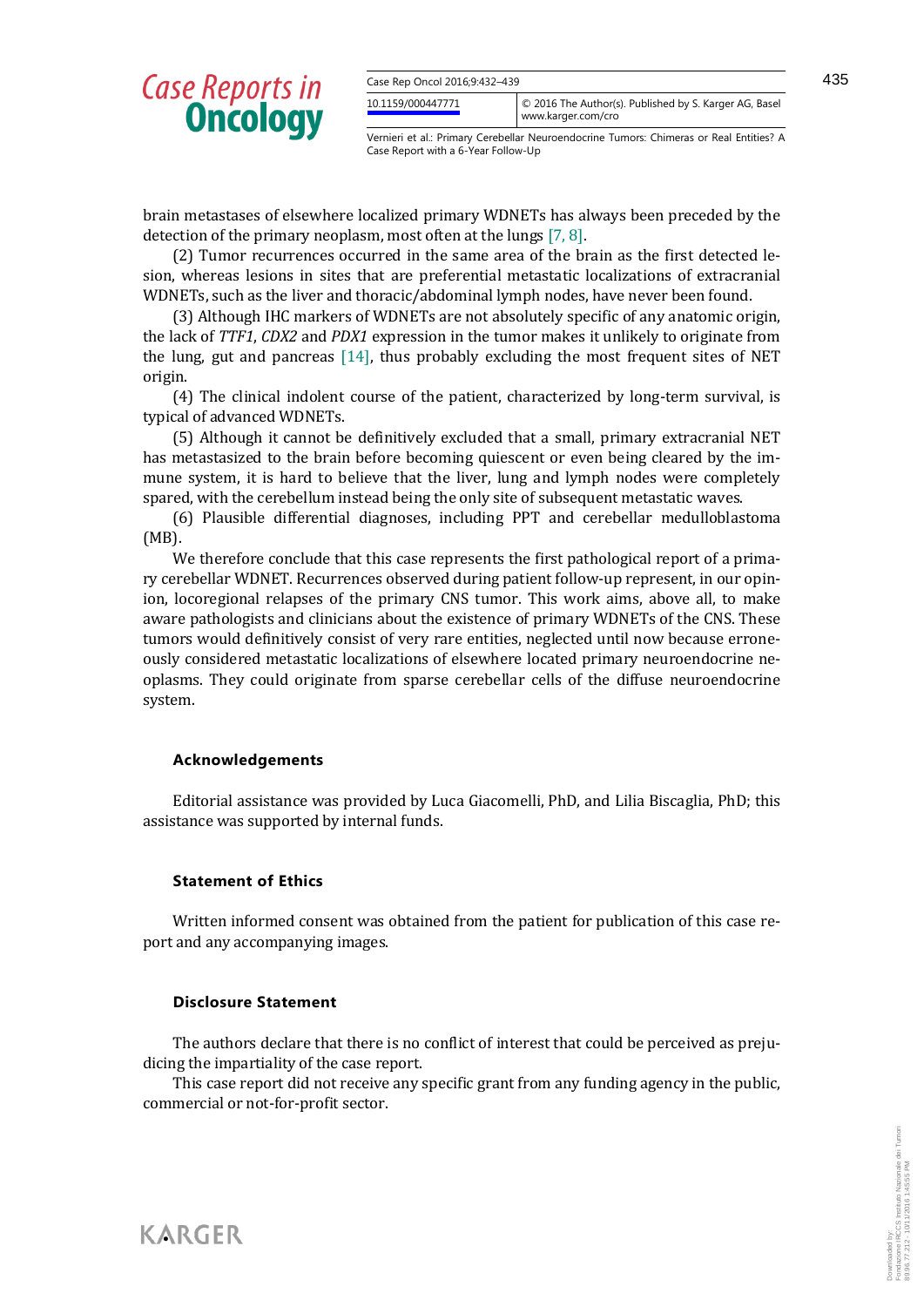brain metastases of elsewhere localized primary WDNETs has always been preceded by the detection of the primary neoplasm, most often at the lungs [7, 8].

(2) Tumor recurrences occurred in the same area of the brain as the first detected lesion, whereas lesions in sites that are preferential metastatic localizations of extracranial WDNETs, such as the liver and thoracic/abdominal lymph nodes, have never been found.

(3) Although IHC markers of WDNETs are not absolutely specific of any anatomic origin, the lack of *TTF1*, *CDX2* and *PDX1* expression in the tumor makes it unlikely to originate from the lung, gut and pancreas [14], thus probably excluding the most frequent sites of NET origin.

(4) The clinical indolent course of the patient, characterized by long-term survival, is typical of advanced WDNETs.

(5) Although it cannot be definitively excluded that a small, primary extracranial NET has metastasized to the brain before becoming quiescent or even being cleared by the immune system, it is hard to believe that the liver, lung and lymph nodes were completely spared, with the cerebellum instead being the only site of subsequent metastatic waves.

(6) Plausible differential diagnoses, including PPT and cerebellar medulloblastoma (MB).

We therefore conclude that this case represents the first pathological report of a primary cerebellar WDNET. Recurrences observed during patient follow-up represent, in our opinion, locoregional relapses of the primary CNS tumor. This work aims, above all, to make aware pathologists and clinicians about the existence of primary WDNETs of the CNS. These tumors would definitively consist of very rare entities, neglected until now because erroneously considered metastatic localizations of elsewhere located primary neuroendocrine neoplasms. They could originate from sparse cerebellar cells of the diffuse neuroendocrine system.

## Acknowledgements

Editorial assistance was provided by Luca Giacomelli, PhD, and Lilia Biscaglia, PhD; this assistance was supported by internal funds.

## Statement of Ethics

Written informed consent was obtained from the patient for publication of this case report and any accompanying images.

## Disclosure Statement

The authors declare that there is no conflict of interest that could be perceived as prejudicing the impartiality of the case report.

This case report did not receive any specific grant from any funding agency in the public, commercial or not-for-profit sector.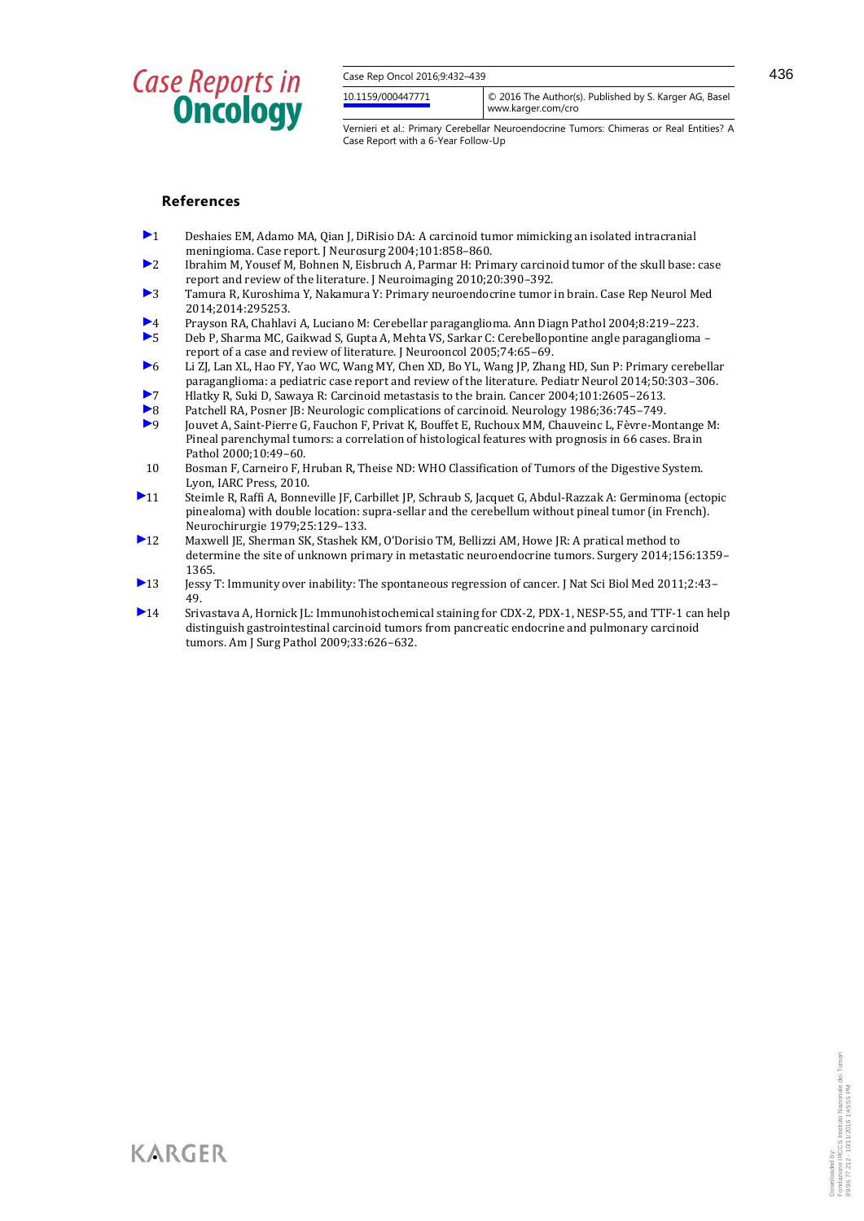## References

1. Deshaies EM, Adamo MA, Qian J, DiRisio DA: A carcinoid tumor mimicking an isolated intracranial meningioma. Case report. J Neurosurg 2004;101:858–860.
2. Ibrahim M, Yousef M, Bohnen N, Eisbruch A, Parmar H: Primary carcinoid tumor of the skull base: case report and review of the literature. J Neuroimaging 2010;20:390–392.
3. Tamura R, Kuroshima Y, Nakamura Y: Primary neuroendocrine tumor in brain. Case Rep Neurol Med 2014;2014:295253.
4. Prayson RA, Chahlavi A, Luciano M: Cerebellar paraganglioma. Ann Diagn Pathol 2004;8:219–223.
5. Deb P, Sharma MC, Gaikwad S, Gupta A, Mehta VS, Sarkar C: Cerebellopontine angle paraganglioma – report of a case and review of literature. J Neurooncol 2005;74:65–69.
6. Li ZJ, Lan XL, Hao FY, Yao WC, Wang MY, Chen XD, Bo YL, Wang JP, Zhang HD, Sun P: Primary cerebellar paraganglioma: a pediatric case report and review of the literature. Pediatr Neurol 2014;50:303–306.
7. Hlatky R, Suki D, Sawaya R: Carcinoid metastasis to the brain. Cancer 2004;101:2605–2613.
8. Patchell RA, Posner JB: Neurologic complications of carcinoid. Neurology 1986;36:745–749.
9. Jouvet A, Saint-Pierre G, Fauchon F, Privat K, Bouffet E, Ruchoux MM, Chauveinc L, Fèvre-Montange M: Pineal parenchymal tumors: a correlation of histological features with prognosis in 66 cases. Brain Pathol 2000;10:49–60.
10. Bosman F, Carneiro F, Hruban R, Theise ND: WHO Classification of Tumors of the Digestive System. Lyon, IARC Press, 2010.
11. Steimle R, Raffi A, Bonneville JF, Carbillet JP, Schraub S, Jacquet G, Abdul-Razzak A: Germinoma (ectopic pinealoma) with double location: supra-sellar and the cerebellum without pineal tumor (in French). Neurochirurgie 1979;25:129–133.
12. Maxwell JE, Sherman SK, Stashek KM, O'Dorisio TM, Bellizzi AM, Howe JR: A pratical method to determine the site of unknown primary in metastatic neuroendocrine tumors. Surgery 2014;156:1359–1365.
13. Jessy T: Immunity over inability: The spontaneous regression of cancer. J Nat Sci Biol Med 2011;2:43–49.
14. Srivastava A, Hornick JL: Immunohistochemical staining for CDX-2, PDX-1, NESP-55, and TTF-1 can help distinguish gastrointestinal carcinoid tumors from pancreatic endocrine and pulmonary carcinoid tumors. Am J Surg Pathol 2009;33:626–632.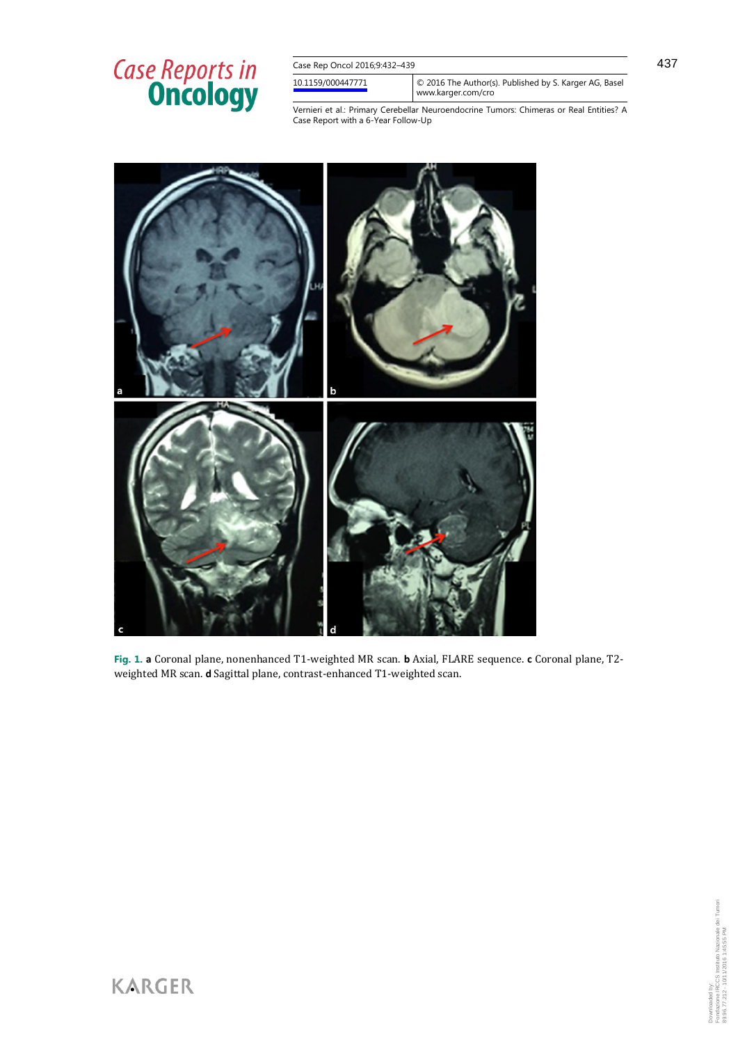**Fig. 1.** **a** Coronal plane, nonenhanced T1-weighted MR scan. **b** Axial, FLARE sequence. **c** Coronal plane, T2-weighted MR scan. **d** Sagittal plane, contrast-enhanced T1-weighted scan.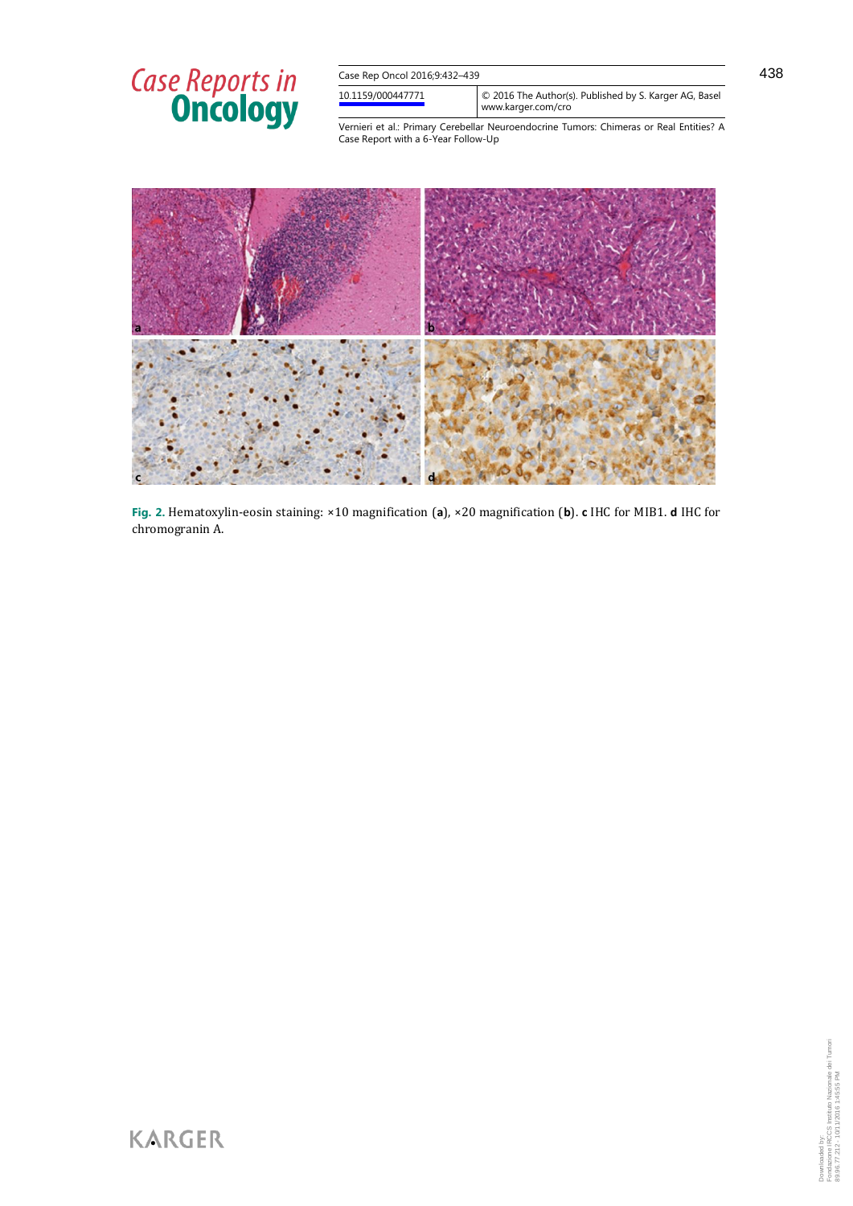**Fig. 2.** Hematoxylin-eosin staining: ×10 magnification (**a**), ×20 magnification (**b**). **c** IHC for MIB1. **d** IHC for chromogranin A.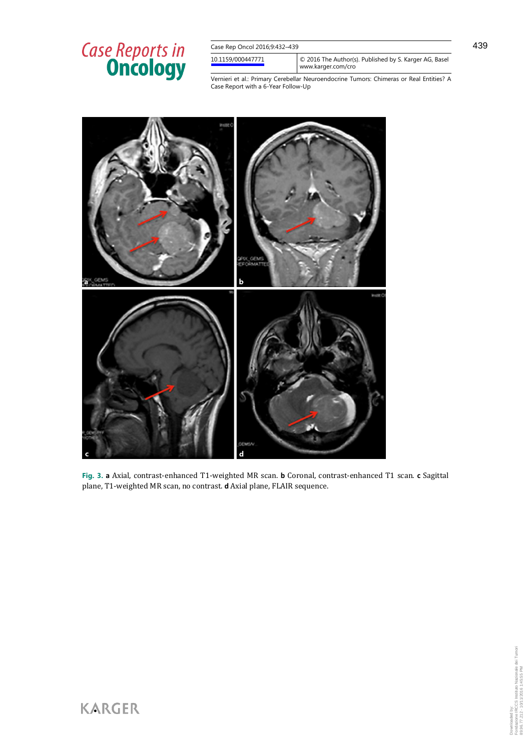**Fig. 3.** **a** Axial, contrast-enhanced T1-weighted MR scan. **b** Coronal, contrast-enhanced T1 scan. **c** Sagittal plane, T1-weighted MR scan, no contrast. **d** Axial plane, FLAIR sequence.